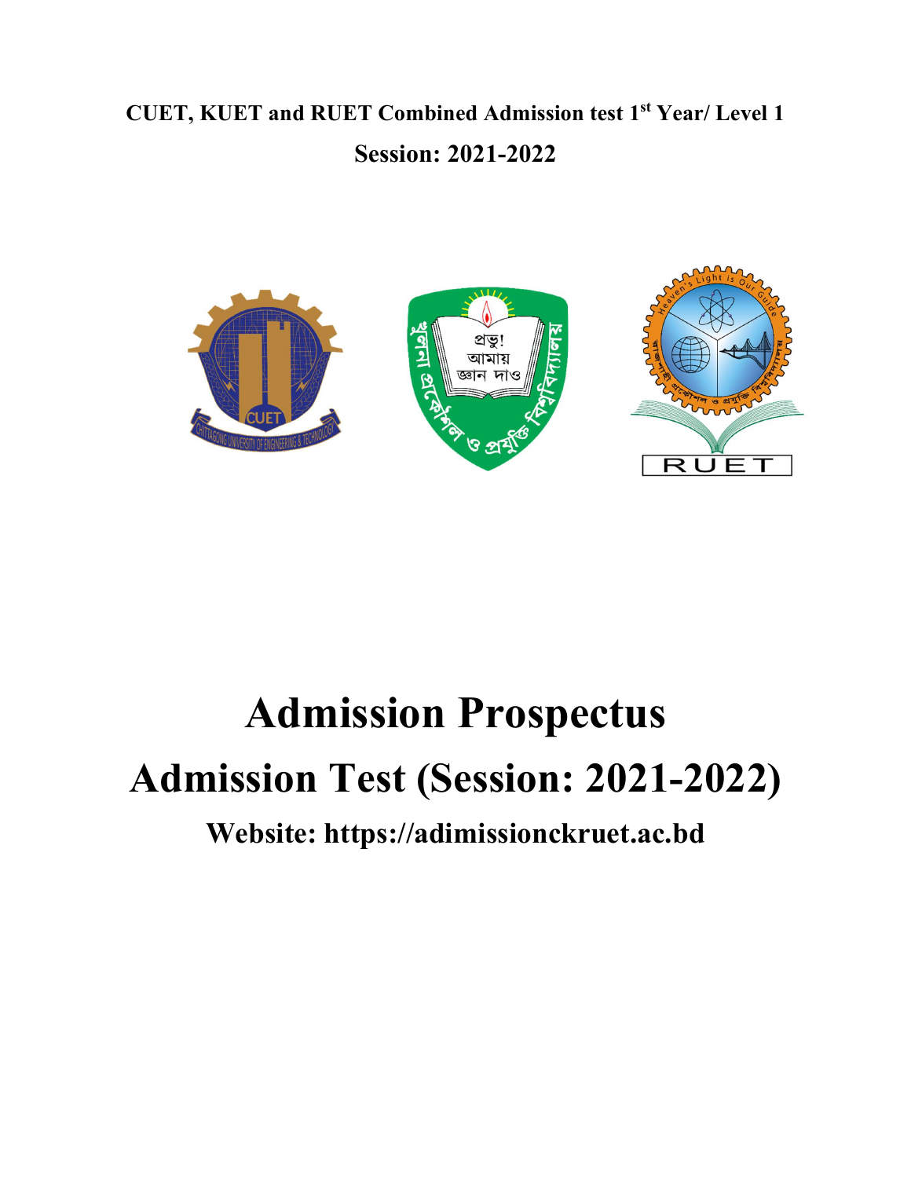**CUET, KUET and RUET Combined Admission test 1st Year/ Level 1**

**Session: 2021-2022**

# Admission Prospectus

# Admission Test (Session: 2021-2022)

## Website: https://adimissionckruet.ac.bd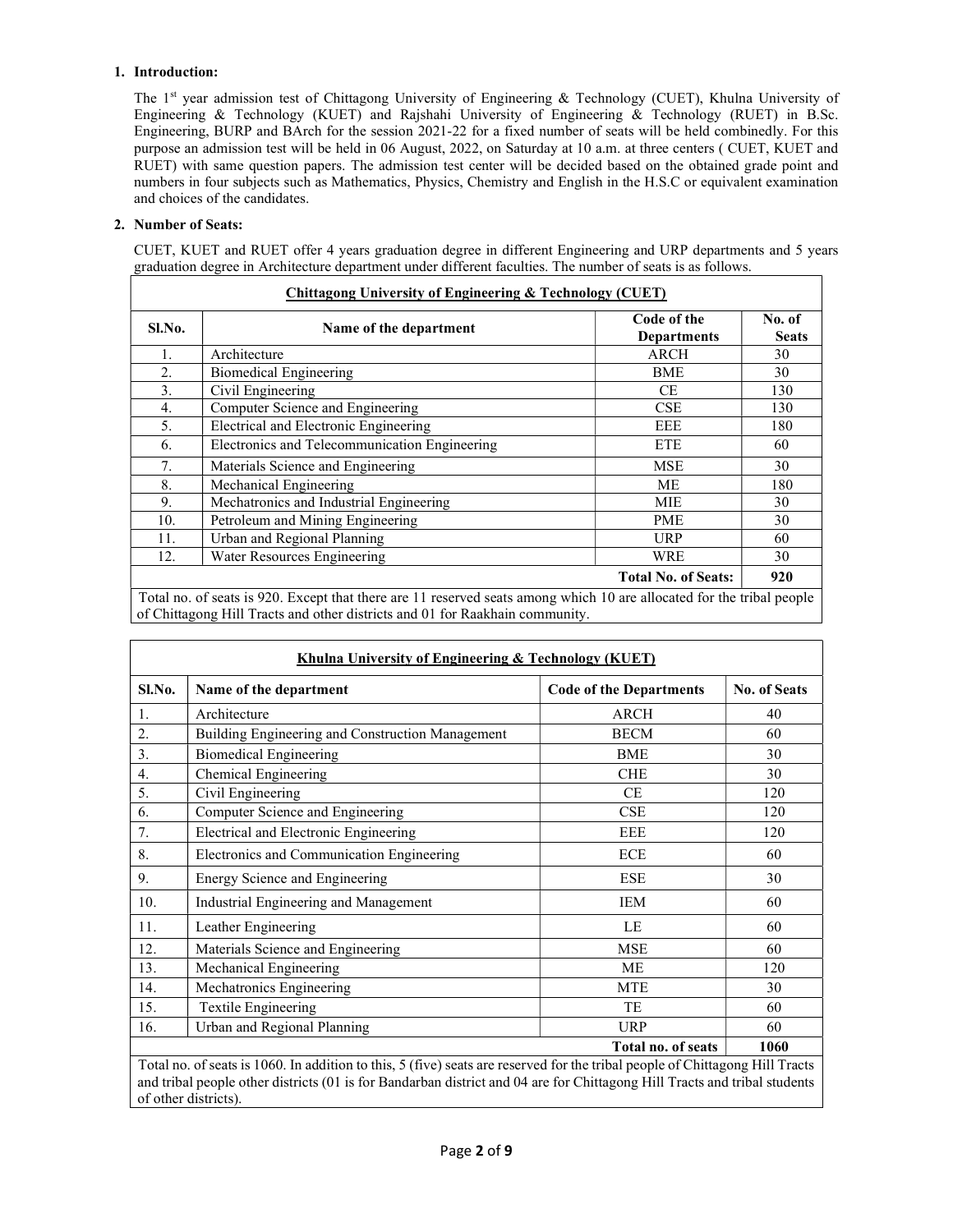## 1. Introduction:

The 1st year admission test of Chittagong University of Engineering & Technology (CUET), Khulna University of Engineering & Technology (KUET) and Rajshahi University of Engineering & Technology (RUET) in B.Sc. Engineering, BURP and BArch for the session 2021-22 for a fixed number of seats will be held combinedly. For this purpose an admission test will be held in 06 August, 2022, on Saturday at 10 a.m. at three centers ( CUET, KUET and RUET) with same question papers. The admission test center will be decided based on the obtained grade point and numbers in four subjects such as Mathematics, Physics, Chemistry and English in the H.S.C or equivalent examination and choices of the candidates.

## 2. Number of Seats:

CUET, KUET and RUET offer 4 years graduation degree in different Engineering and URP departments and 5 years graduation degree in Architecture department under different faculties. The number of seats is as follows.

**Chittagong University of Engineering & Technology (CUET)**

| Sl.No. | Name of the department | Code of the Departments | No. of Seats |
|---|---|---|---|
| 1. | Architecture | ARCH | 30 |
| 2. | Biomedical Engineering | BME | 30 |
| 3. | Civil Engineering | CE | 130 |
| 4. | Computer Science and Engineering | CSE | 130 |
| 5. | Electrical and Electronic Engineering | EEE | 180 |
| 6. | Electronics and Telecommunication Engineering | ETE | 60 |
| 7. | Materials Science and Engineering | MSE | 30 |
| 8. | Mechanical Engineering | ME | 180 |
| 9. | Mechatronics and Industrial Engineering | MIE | 30 |
| 10. | Petroleum and Mining Engineering | PME | 30 |
| 11. | Urban and Regional Planning | URP | 60 |
| 12. | Water Resources Engineering | WRE | 30 |
| | | **Total No. of Seats:** | **920** |

Total no. of seats is 920. Except that there are 11 reserved seats among which 10 are allocated for the tribal people of Chittagong Hill Tracts and other districts and 01 for Raakhain community.

**Khulna University of Engineering & Technology (KUET)**

| Sl.No. | Name of the department | Code of the Departments | No. of Seats |
|---|---|---|---|
| 1. | Architecture | ARCH | 40 |
| 2. | Building Engineering and Construction Management | BECM | 60 |
| 3. | Biomedical Engineering | BME | 30 |
| 4. | Chemical Engineering | CHE | 30 |
| 5. | Civil Engineering | CE | 120 |
| 6. | Computer Science and Engineering | CSE | 120 |
| 7. | Electrical and Electronic Engineering | EEE | 120 |
| 8. | Electronics and Communication Engineering | ECE | 60 |
| 9. | Energy Science and Engineering | ESE | 30 |
| 10. | Industrial Engineering and Management | IEM | 60 |
| 11. | Leather Engineering | LE | 60 |
| 12. | Materials Science and Engineering | MSE | 60 |
| 13. | Mechanical Engineering | ME | 120 |
| 14. | Mechatronics Engineering | MTE | 30 |
| 15. | Textile Engineering | TE | 60 |
| 16. | Urban and Regional Planning | URP | 60 |
| | | **Total no. of seats** | **1060** |

Total no. of seats is 1060. In addition to this, 5 (five) seats are reserved for the tribal people of Chittagong Hill Tracts and tribal people other districts (01 is for Bandarban district and 04 are for Chittagong Hill Tracts and tribal students of other districts).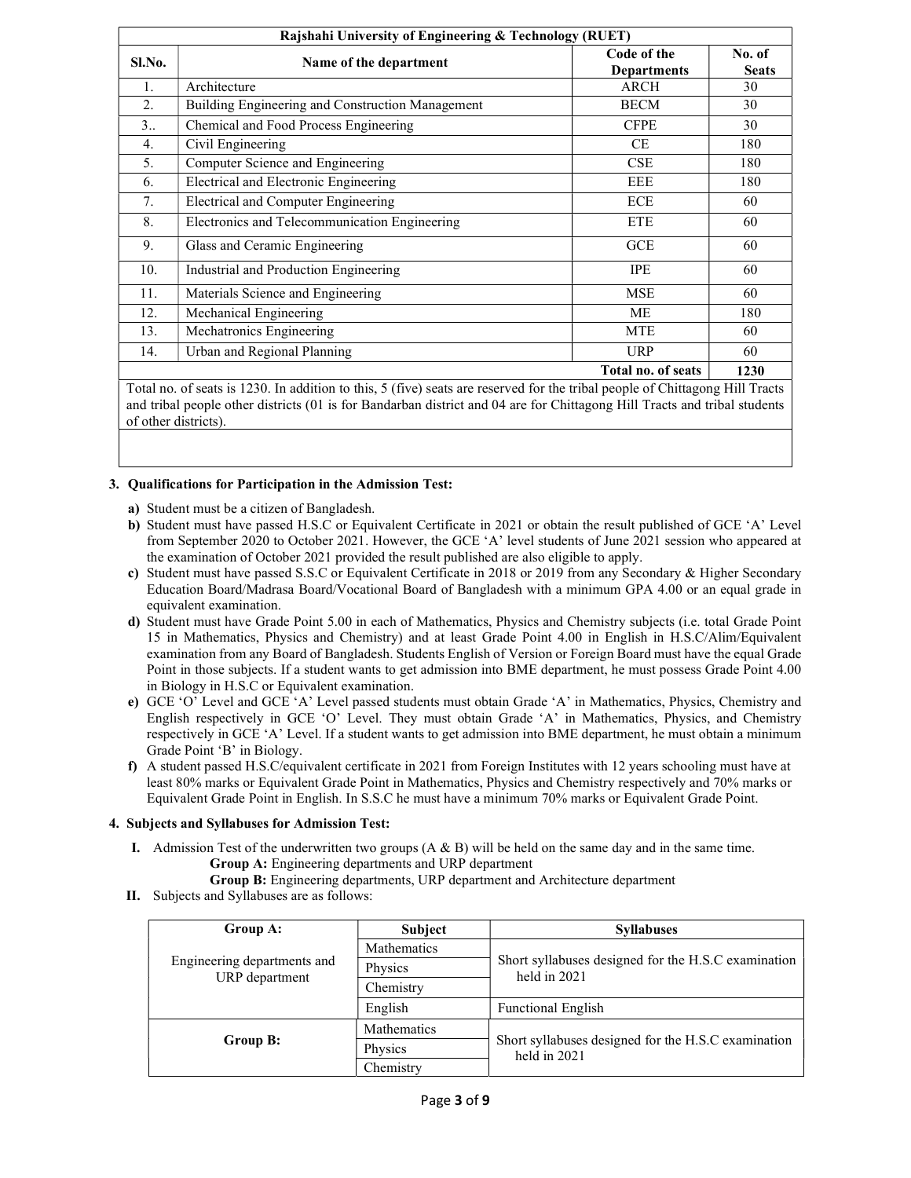| Rajshahi University of Engineering & Technology (RUET) | | | |
|---|---|---|---|
| Sl.No. | Name of the department | Code of the Departments | No. of Seats |
| 1. | Architecture | ARCH | 30 |
| 2. | Building Engineering and Construction Management | BECM | 30 |
| 3.. | Chemical and Food Process Engineering | CFPE | 30 |
| 4. | Civil Engineering | CE | 180 |
| 5. | Computer Science and Engineering | CSE | 180 |
| 6. | Electrical and Electronic Engineering | EEE | 180 |
| 7. | Electrical and Computer Engineering | ECE | 60 |
| 8. | Electronics and Telecommunication Engineering | ETE | 60 |
| 9. | Glass and Ceramic Engineering | GCE | 60 |
| 10. | Industrial and Production Engineering | IPE | 60 |
| 11. | Materials Science and Engineering | MSE | 60 |
| 12. | Mechanical Engineering | ME | 180 |
| 13. | Mechatronics Engineering | MTE | 60 |
| 14. | Urban and Regional Planning | URP | 60 |
| | | Total no. of seats | 1230 |

Total no. of seats is 1230. In addition to this, 5 (five) seats are reserved for the tribal people of Chittagong Hill Tracts and tribal people other districts (01 is for Bandarban district and 04 are for Chittagong Hill Tracts and tribal students of other districts).

### 3. Qualifications for Participation in the Admission Test:

**a)** Student must be a citizen of Bangladesh.

**b)** Student must have passed H.S.C or Equivalent Certificate in 2021 or obtain the result published of GCE 'A' Level from September 2020 to October 2021. However, the GCE 'A' level students of June 2021 session who appeared at the examination of October 2021 provided the result published are also eligible to apply.

**c)** Student must have passed S.S.C or Equivalent Certificate in 2018 or 2019 from any Secondary & Higher Secondary Education Board/Madrasa Board/Vocational Board of Bangladesh with a minimum GPA 4.00 or an equal grade in equivalent examination.

**d)** Student must have Grade Point 5.00 in each of Mathematics, Physics and Chemistry subjects (i.e. total Grade Point 15 in Mathematics, Physics and Chemistry) and at least Grade Point 4.00 in English in H.S.C/Alim/Equivalent examination from any Board of Bangladesh. Students English of Version or Foreign Board must have the equal Grade Point in those subjects. If a student wants to get admission into BME department, he must possess Grade Point 4.00 in Biology in H.S.C or Equivalent examination.

**e)** GCE 'O' Level and GCE 'A' Level passed students must obtain Grade 'A' in Mathematics, Physics, Chemistry and English respectively in GCE 'O' Level. They must obtain Grade 'A' in Mathematics, Physics, and Chemistry respectively in GCE 'A' Level. If a student wants to get admission into BME department, he must obtain a minimum Grade Point 'B' in Biology.

**f)** A student passed H.S.C/equivalent certificate in 2021 from Foreign Institutes with 12 years schooling must have at least 80% marks or Equivalent Grade Point in Mathematics, Physics and Chemistry respectively and 70% marks or Equivalent Grade Point in English. In S.S.C he must have a minimum 70% marks or Equivalent Grade Point.

### 4. Subjects and Syllabuses for Admission Test:

**I.** Admission Test of the underwritten two groups (A & B) will be held on the same day and in the same time.

**Group A:** Engineering departments and URP department

**Group B:** Engineering departments, URP department and Architecture department

**II.** Subjects and Syllabuses are as follows:

| Group A: | Subject | Syllabuses |
|---|---|---|
| Engineering departments and URP department | Mathematics | Short syllabuses designed for the H.S.C examination held in 2021 |
| | Physics | |
| | Chemistry | |
| | English | Functional English |
| Group B: | Mathematics | Short syllabuses designed for the H.S.C examination held in 2021 |
| | Physics | |
| | Chemistry | |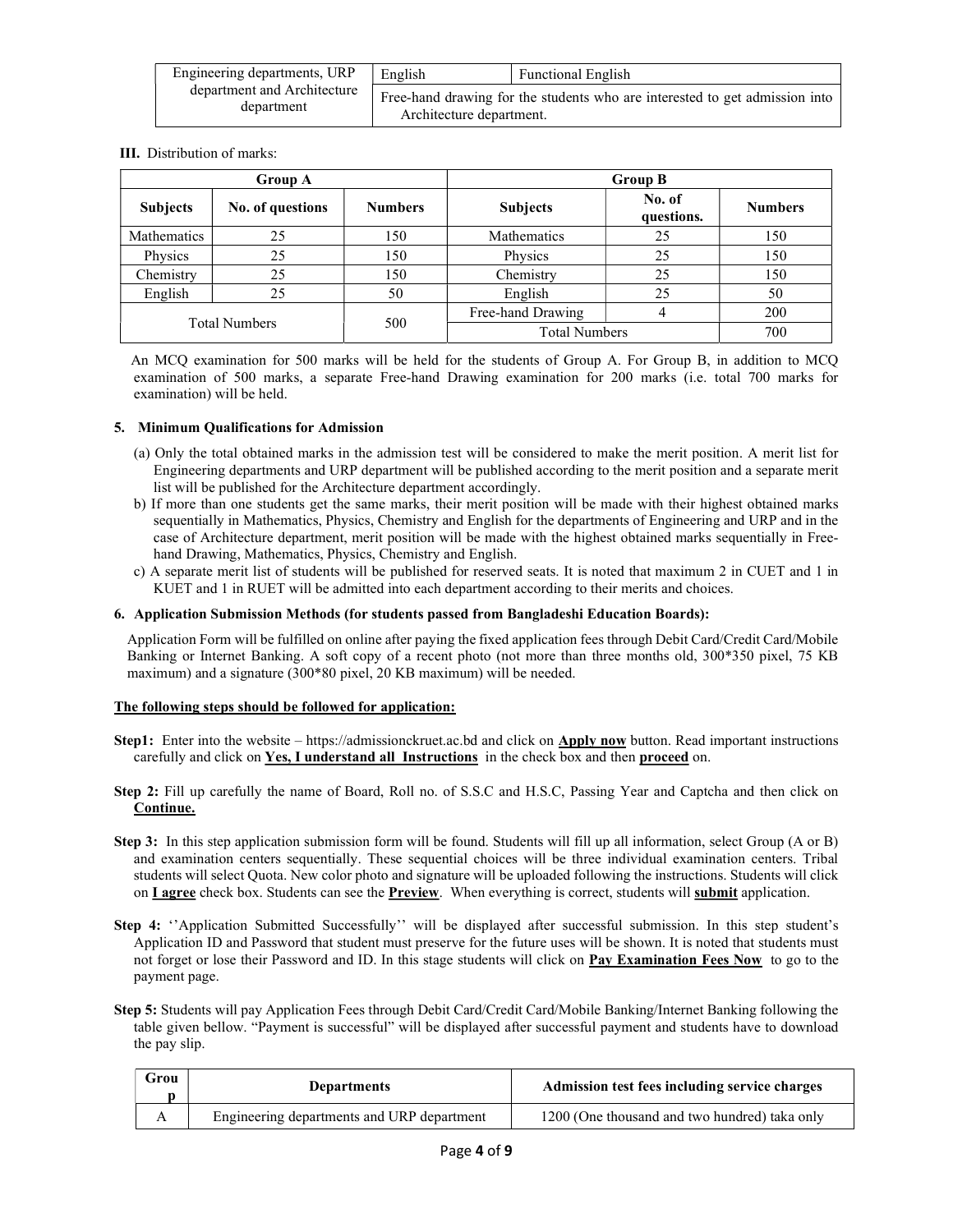| Engineering departments, URP department and Architecture department | English | Functional English |
|---|---|---|
| | Free-hand drawing for the students who are interested to get admission into Architecture department. | |

**III.** Distribution of marks:

| Group A | | | Group B | | |
|---|---|---|---|---|---|
| **Subjects** | **No. of questions** | **Numbers** | **Subjects** | **No. of questions.** | **Numbers** |
| Mathematics | 25 | 150 | Mathematics | 25 | 150 |
| Physics | 25 | 150 | Physics | 25 | 150 |
| Chemistry | 25 | 150 | Chemistry | 25 | 150 |
| English | 25 | 50 | English | 25 | 50 |
| Total Numbers | | 500 | Free-hand Drawing | 4 | 200 |
| | | | Total Numbers | | 700 |

An MCQ examination for 500 marks will be held for the students of Group A. For Group B, in addition to MCQ examination of 500 marks, a separate Free-hand Drawing examination for 200 marks (i.e. total 700 marks for examination) will be held.

### 5. Minimum Qualifications for Admission

(a) Only the total obtained marks in the admission test will be considered to make the merit position. A merit list for Engineering departments and URP department will be published according to the merit position and a separate merit list will be published for the Architecture department accordingly.

b) If more than one students get the same marks, their merit position will be made with their highest obtained marks sequentially in Mathematics, Physics, Chemistry and English for the departments of Engineering and URP and in the case of Architecture department, merit position will be made with the highest obtained marks sequentially in Free-hand Drawing, Mathematics, Physics, Chemistry and English.

c) A separate merit list of students will be published for reserved seats. It is noted that maximum 2 in CUET and 1 in KUET and 1 in RUET will be admitted into each department according to their merits and choices.

### 6. Application Submission Methods (for students passed from Bangladeshi Education Boards):

Application Form will be fulfilled on online after paying the fixed application fees through Debit Card/Credit Card/Mobile Banking or Internet Banking. A soft copy of a recent photo (not more than three months old, 300*350 pixel, 75 KB maximum) and a signature (300*80 pixel, 20 KB maximum) will be needed.

**The following steps should be followed for application:**

**Step1:** Enter into the website – https://admissionckruet.ac.bd and click on **Apply now** button. Read important instructions carefully and click on **Yes, I understand all Instructions** in the check box and then **proceed** on.

**Step 2:** Fill up carefully the name of Board, Roll no. of S.S.C and H.S.C, Passing Year and Captcha and then click on **Continue.**

**Step 3:** In this step application submission form will be found. Students will fill up all information, select Group (A or B) and examination centers sequentially. These sequential choices will be three individual examination centers. Tribal students will select Quota. New color photo and signature will be uploaded following the instructions. Students will click on **I agree** check box. Students can see the **Preview**. When everything is correct, students will **submit** application.

**Step 4:** ''Application Submitted Successfully'' will be displayed after successful submission. In this step student's Application ID and Password that student must preserve for the future uses will be shown. It is noted that students must not forget or lose their Password and ID. In this stage students will click on **Pay Examination Fees Now** to go to the payment page.

**Step 5:** Students will pay Application Fees through Debit Card/Credit Card/Mobile Banking/Internet Banking following the table given bellow. "Payment is successful" will be displayed after successful payment and students have to download the pay slip.

| Group | Departments | Admission test fees including service charges |
|---|---|---|
| A | Engineering departments and URP department | 1200 (One thousand and two hundred) taka only |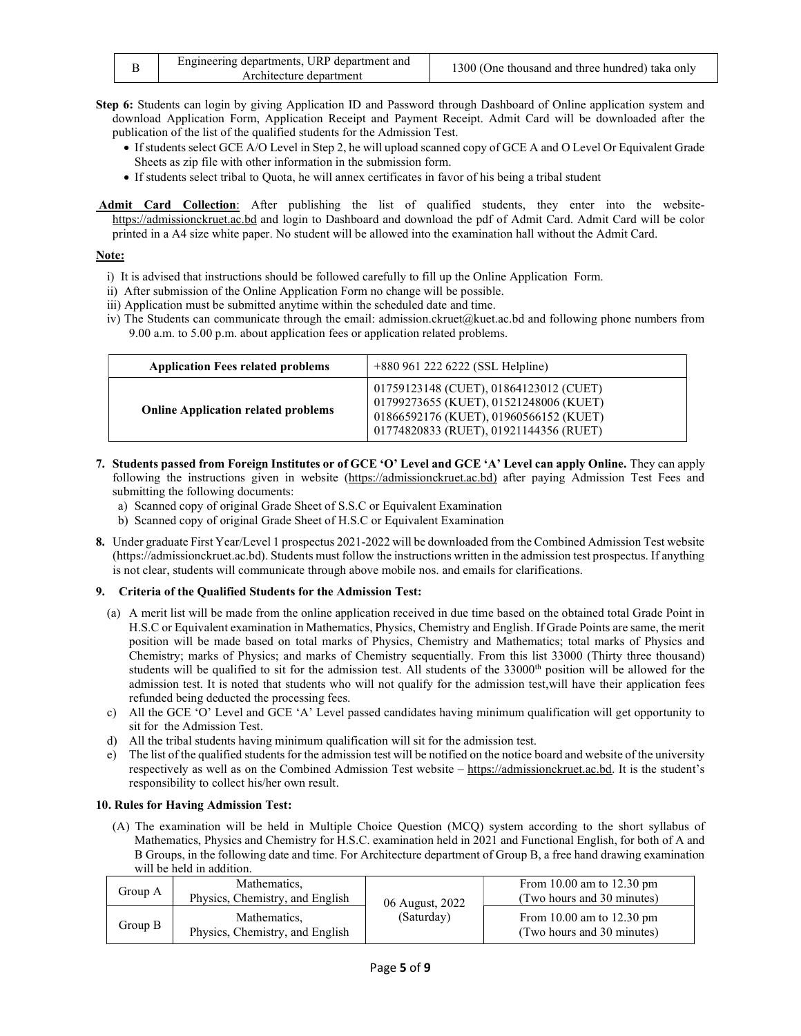| B | Engineering departments, URP department and Architecture department | 1300 (One thousand and three hundred) taka only |
|---|---|---|

**Step 6:** Students can login by giving Application ID and Password through Dashboard of Online application system and download Application Form, Application Receipt and Payment Receipt. Admit Card will be downloaded after the publication of the list of the qualified students for the Admission Test.

- If students select GCE A/O Level in Step 2, he will upload scanned copy of GCE A and O Level Or Equivalent Grade Sheets as zip file with other information in the submission form.
- If students select tribal to Quota, he will annex certificates in favor of his being a tribal student

**Admit Card Collection**: After publishing the list of qualified students, they enter into the website- https://admissionckruet.ac.bd and login to Dashboard and download the pdf of Admit Card. Admit Card will be color printed in a A4 size white paper. No student will be allowed into the examination hall without the Admit Card.

**Note:**

i) It is advised that instructions should be followed carefully to fill up the Online Application Form.
ii) After submission of the Online Application Form no change will be possible.
iii) Application must be submitted anytime within the scheduled date and time.
iv) The Students can communicate through the email: admission.ckruet@kuet.ac.bd and following phone numbers from 9.00 a.m. to 5.00 p.m. about application fees or application related problems.

| **Application Fees related problems** | +880 961 222 6222 (SSL Helpline) |
|---|---|
| **Online Application related problems** | 01759123148 (CUET), 01864123012 (CUET)<br>01799273655 (KUET), 01521248006 (KUET)<br>01866592176 (KUET), 01960566152 (KUET)<br>01774820833 (RUET), 01921144356 (RUET) |

**7. Students passed from Foreign Institutes or of GCE 'O' Level and GCE 'A' Level can apply Online.** They can apply following the instructions given in website (https://admissionckruet.ac.bd) after paying Admission Test Fees and submitting the following documents:

a) Scanned copy of original Grade Sheet of S.S.C or Equivalent Examination
b) Scanned copy of original Grade Sheet of H.S.C or Equivalent Examination

**8.** Under graduate First Year/Level 1 prospectus 2021-2022 will be downloaded from the Combined Admission Test website (https://admissionckruet.ac.bd). Students must follow the instructions written in the admission test prospectus. If anything is not clear, students will communicate through above mobile nos. and emails for clarifications.

### 9. Criteria of the Qualified Students for the Admission Test:

(a) A merit list will be made from the online application received in due time based on the obtained total Grade Point in H.S.C or Equivalent examination in Mathematics, Physics, Chemistry and English. If Grade Points are same, the merit position will be made based on total marks of Physics, Chemistry and Mathematics; total marks of Physics and Chemistry; marks of Physics; and marks of Chemistry sequentially. From this list 33000 (Thirty three thousand) students will be qualified to sit for the admission test. All students of the 33000th position will be allowed for the admission test. It is noted that students who will not qualify for the admission test,will have their application fees refunded being deducted the processing fees.

c) All the GCE 'O' Level and GCE 'A' Level passed candidates having minimum qualification will get opportunity to sit for the Admission Test.

d) All the tribal students having minimum qualification will sit for the admission test.

e) The list of the qualified students for the admission test will be notified on the notice board and website of the university respectively as well as on the Combined Admission Test website – https://admissionckruet.ac.bd. It is the student's responsibility to collect his/her own result.

### 10. Rules for Having Admission Test:

(A) The examination will be held in Multiple Choice Question (MCQ) system according to the short syllabus of Mathematics, Physics and Chemistry for H.S.C. examination held in 2021 and Functional English, for both of A and B Groups, in the following date and time. For Architecture department of Group B, a free hand drawing examination will be held in addition.

| Group A | Mathematics, Physics, Chemistry, and English | 06 August, 2022 (Saturday) | From 10.00 am to 12.30 pm (Two hours and 30 minutes) |
|---|---|---|---|
| Group B | Mathematics, Physics, Chemistry, and English | | From 10.00 am to 12.30 pm (Two hours and 30 minutes) |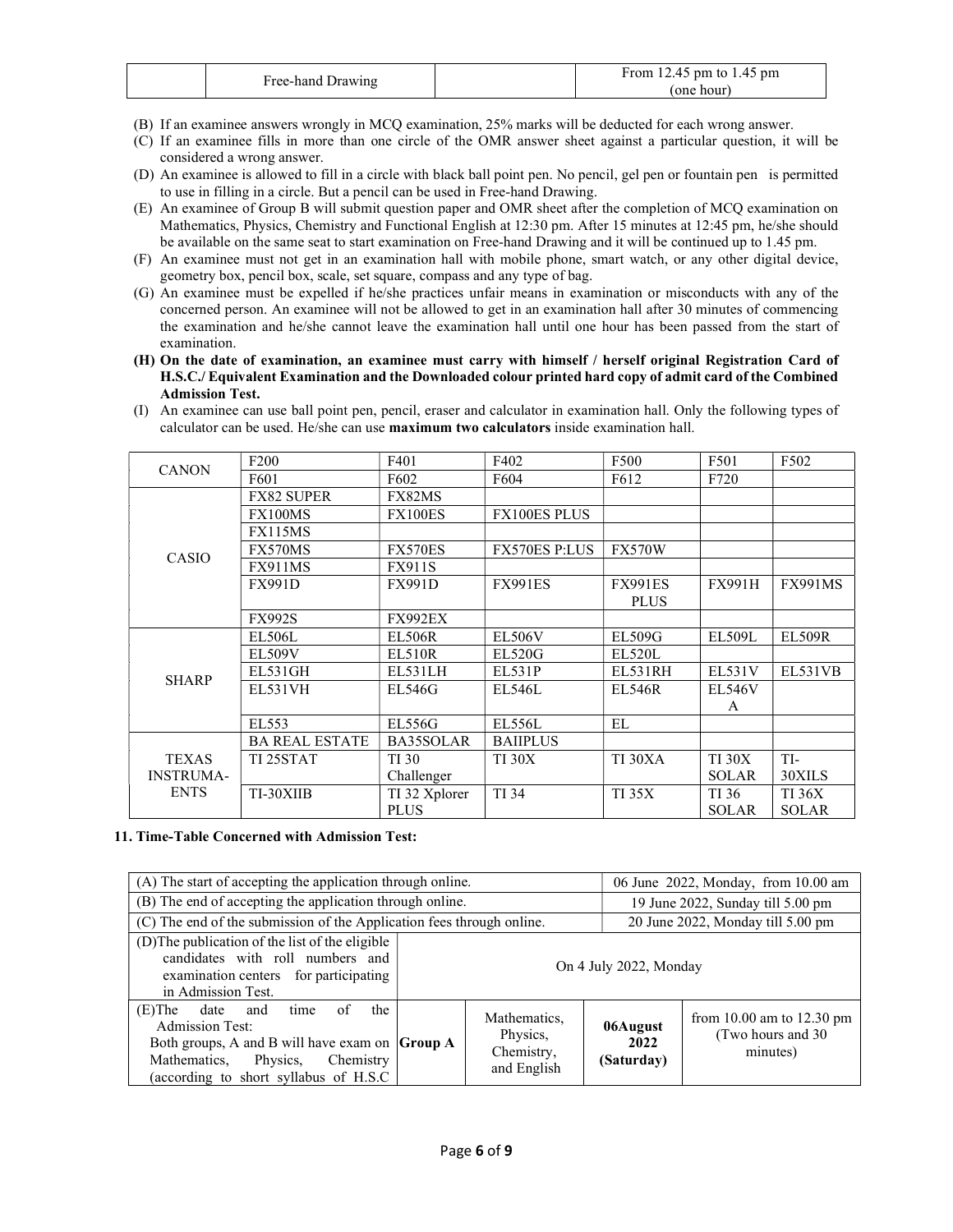| | Free-hand Drawing | | From 12.45 pm to 1.45 pm (one hour) |
|---|---|---|---|

(B) If an examinee answers wrongly in MCQ examination, 25% marks will be deducted for each wrong answer.

(C) If an examinee fills in more than one circle of the OMR answer sheet against a particular question, it will be considered a wrong answer.

(D) An examinee is allowed to fill in a circle with black ball point pen. No pencil, gel pen or fountain pen is permitted to use in filling in a circle. But a pencil can be used in Free-hand Drawing.

(E) An examinee of Group B will submit question paper and OMR sheet after the completion of MCQ examination on Mathematics, Physics, Chemistry and Functional English at 12:30 pm. After 15 minutes at 12:45 pm, he/she should be available on the same seat to start examination on Free-hand Drawing and it will be continued up to 1.45 pm.

(F) An examinee must not get in an examination hall with mobile phone, smart watch, or any other digital device, geometry box, pencil box, scale, set square, compass and any type of bag.

(G) An examinee must be expelled if he/she practices unfair means in examination or misconducts with any of the concerned person. An examinee will not be allowed to get in an examination hall after 30 minutes of commencing the examination and he/she cannot leave the examination hall until one hour has been passed from the start of examination.

**(H) On the date of examination, an examinee must carry with himself / herself original Registration Card of H.S.C./ Equivalent Examination and the Downloaded colour printed hard copy of admit card of the Combined Admission Test.**

(I) An examinee can use ball point pen, pencil, eraser and calculator in examination hall. Only the following types of calculator can be used. He/she can use **maximum two calculators** inside examination hall.

| | | | | | | |
|---|---|---|---|---|---|---|
| CANON | F200 | F401 | F402 | F500 | F501 | F502 |
| | F601 | F602 | F604 | F612 | F720 | |
| CASIO | FX82 SUPER | FX82MS | | | | |
| | FX100MS | FX100ES | FX100ES PLUS | | | |
| | FX115MS | | | | | |
| | FX570MS | FX570ES | FX570ES P:LUS | FX570W | | |
| | FX911MS | FX911S | | | | |
| | FX991D | FX991D | FX991ES | FX991ES PLUS | FX991H | FX991MS |
| | FX992S | FX992EX | | | | |
| SHARP | EL506L | EL506R | EL506V | EL509G | EL509L | EL509R |
| | EL509V | EL510R | EL520G | EL520L | | |
| | EL531GH | EL531LH | EL531P | EL531RH | EL531V | EL531VB |
| | EL531VH | EL546G | EL546L | EL546R | EL546V A | |
| | EL553 | EL556G | EL556L | EL | | |
| TEXAS INSTRUMA-ENTS | BA REAL ESTATE | BA35SOLAR | BAIIPLUS | | | |
| | TI 25STAT | TI 30 Challenger | TI 30X | TI 30XA | TI 30X SOLAR | TI-30XILS |
| | TI-30XIIB | TI 32 Xplorer PLUS | TI 34 | TI 35X | TI 36 SOLAR | TI 36X SOLAR |

**11. Time-Table Concerned with Admission Test:**

| | | | | |
|---|---|---|---|---|
| (A) The start of accepting the application through online. | | | | 06 June 2022, Monday, from 10.00 am |
| (B) The end of accepting the application through online. | | | | 19 June 2022, Sunday till 5.00 pm |
| (C) The end of the submission of the Application fees through online. | | | | 20 June 2022, Monday till 5.00 pm |
| (D) The publication of the list of the eligible candidates with roll numbers and examination centers for participating in Admission Test. | On 4 July 2022, Monday | | | |
| (E) The date and time of the Admission Test: Both groups, A and B will have exam on Mathematics, Physics, Chemistry (according to short syllabus of H.S.C | **Group A** | Mathematics, Physics, Chemistry, and English | **06August 2022 (Saturday)** | from 10.00 am to 12.30 pm (Two hours and 30 minutes) |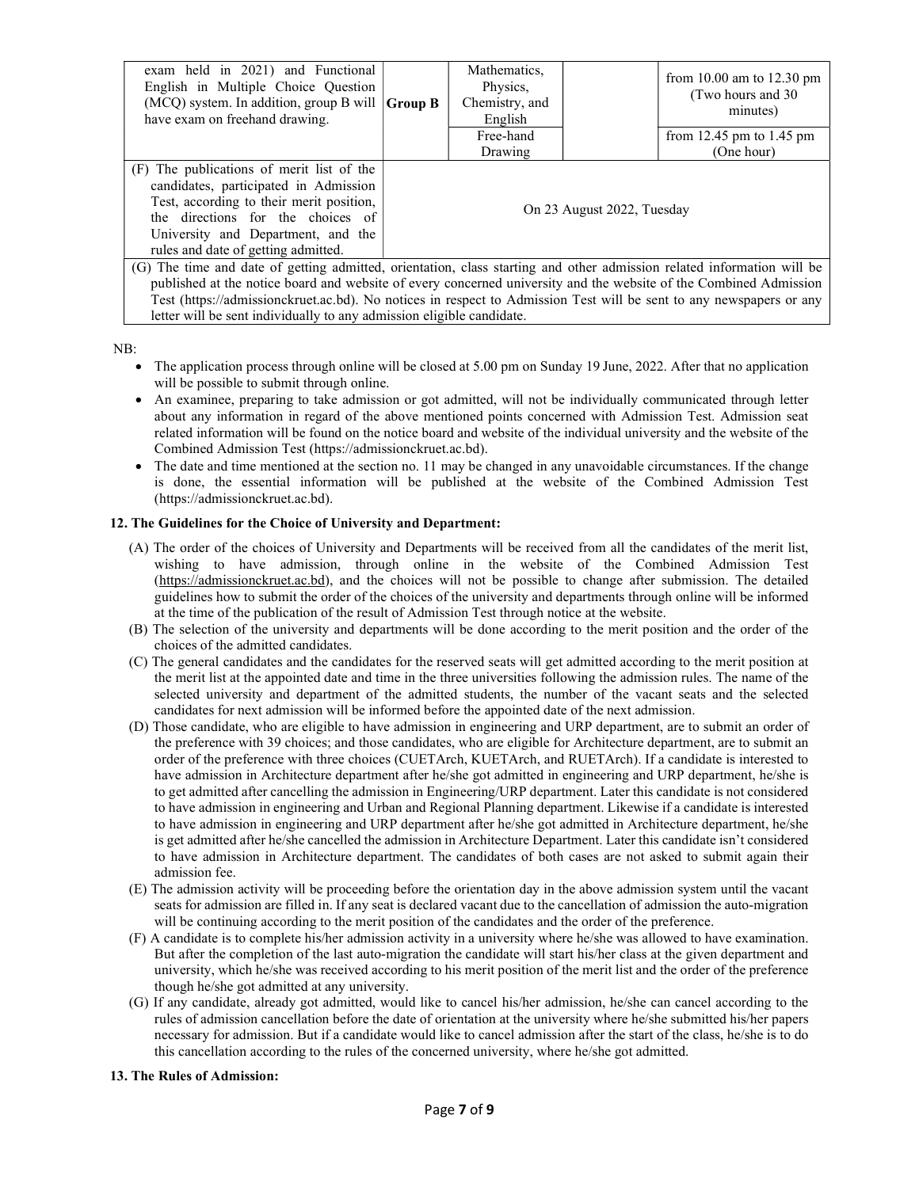| | | | | |
|---|---|---|---|---|
| exam held in 2021) and Functional English in Multiple Choice Question (MCQ) system. In addition, group B will have exam on freehand drawing. | Group B | Mathematics, Physics, Chemistry, and English | | from 10.00 am to 12.30 pm (Two hours and 30 minutes) |
| | | Free-hand Drawing | | from 12.45 pm to 1.45 pm (One hour) |
| (F) The publications of merit list of the candidates, participated in Admission Test, according to their merit position, the directions for the choices of University and Department, and the rules and date of getting admitted. | On 23 August 2022, Tuesday | | | |
| (G) The time and date of getting admitted, orientation, class starting and other admission related information will be published at the notice board and website of every concerned university and the website of the Combined Admission Test (https://admissionckruet.ac.bd). No notices in respect to Admission Test will be sent to any newspapers or any letter will be sent individually to any admission eligible candidate. | | | | |

NB:

- The application process through online will be closed at 5.00 pm on Sunday 19 June, 2022. After that no application will be possible to submit through online.
- An examinee, preparing to take admission or got admitted, will not be individually communicated through letter about any information in regard of the above mentioned points concerned with Admission Test. Admission seat related information will be found on the notice board and website of the individual university and the website of the Combined Admission Test (https://admissionckruet.ac.bd).
- The date and time mentioned at the section no. 11 may be changed in any unavoidable circumstances. If the change is done, the essential information will be published at the website of the Combined Admission Test (https://admissionckruet.ac.bd).

**12. The Guidelines for the Choice of University and Department:**

(A) The order of the choices of University and Departments will be received from all the candidates of the merit list, wishing to have admission, through online in the website of the Combined Admission Test (https://admissionckruet.ac.bd), and the choices will not be possible to change after submission. The detailed guidelines how to submit the order of the choices of the university and departments through online will be informed at the time of the publication of the result of Admission Test through notice at the website.

(B) The selection of the university and departments will be done according to the merit position and the order of the choices of the admitted candidates.

(C) The general candidates and the candidates for the reserved seats will get admitted according to the merit position at the merit list at the appointed date and time in the three universities following the admission rules. The name of the selected university and department of the admitted students, the number of the vacant seats and the selected candidates for next admission will be informed before the appointed date of the next admission.

(D) Those candidate, who are eligible to have admission in engineering and URP department, are to submit an order of the preference with 39 choices; and those candidates, who are eligible for Architecture department, are to submit an order of the preference with three choices (CUETArch, KUETArch, and RUETArch). If a candidate is interested to have admission in Architecture department after he/she got admitted in engineering and URP department, he/she is to get admitted after cancelling the admission in Engineering/URP department. Later this candidate is not considered to have admission in engineering and Urban and Regional Planning department. Likewise if a candidate is interested to have admission in engineering and URP department after he/she got admitted in Architecture department, he/she is get admitted after he/she cancelled the admission in Architecture Department. Later this candidate isn't considered to have admission in Architecture department. The candidates of both cases are not asked to submit again their admission fee.

(E) The admission activity will be proceeding before the orientation day in the above admission system until the vacant seats for admission are filled in. If any seat is declared vacant due to the cancellation of admission the auto-migration will be continuing according to the merit position of the candidates and the order of the preference.

(F) A candidate is to complete his/her admission activity in a university where he/she was allowed to have examination. But after the completion of the last auto-migration the candidate will start his/her class at the given department and university, which he/she was received according to his merit position of the merit list and the order of the preference though he/she got admitted at any university.

(G) If any candidate, already got admitted, would like to cancel his/her admission, he/she can cancel according to the rules of admission cancellation before the date of orientation at the university where he/she submitted his/her papers necessary for admission. But if a candidate would like to cancel admission after the start of the class, he/she is to do this cancellation according to the rules of the concerned university, where he/she got admitted.

**13. The Rules of Admission:**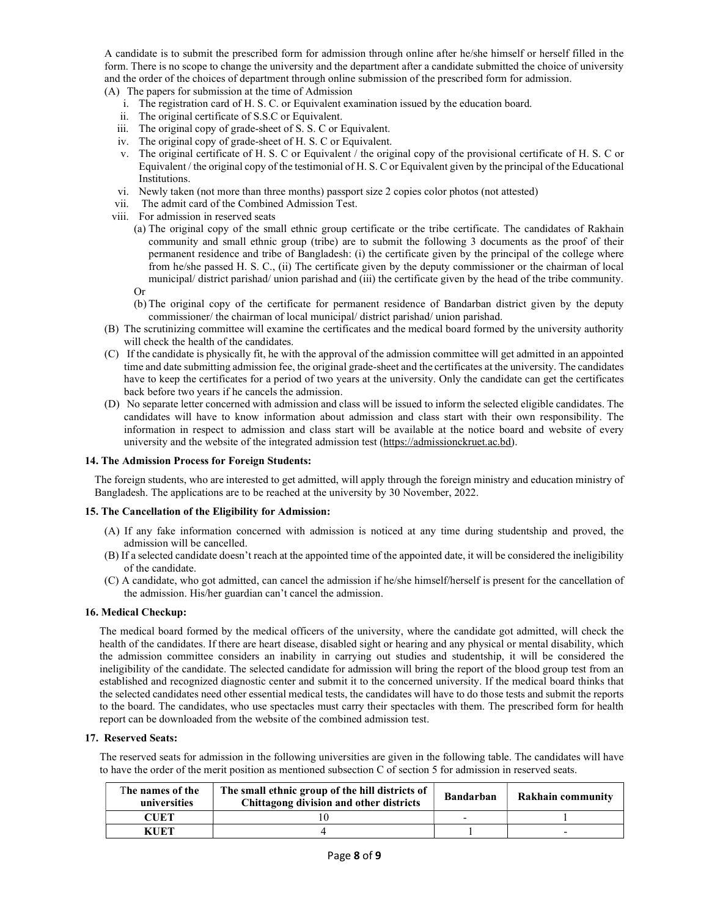A candidate is to submit the prescribed form for admission through online after he/she himself or herself filled in the form. There is no scope to change the university and the department after a candidate submitted the choice of university and the order of the choices of department through online submission of the prescribed form for admission.

(A) The papers for submission at the time of Admission

   i. The registration card of H. S. C. or Equivalent examination issued by the education board.
   ii. The original certificate of S.S.C or Equivalent.
   iii. The original copy of grade-sheet of S. S. C or Equivalent.
   iv. The original copy of grade-sheet of H. S. C or Equivalent.
   v. The original certificate of H. S. C or Equivalent / the original copy of the provisional certificate of H. S. C or Equivalent / the original copy of the testimonial of H. S. C or Equivalent given by the principal of the Educational Institutions.
   vi. Newly taken (not more than three months) passport size 2 copies color photos (not attested)
   vii. The admit card of the Combined Admission Test.
   viii. For admission in reserved seats
      (a) The original copy of the small ethnic group certificate or the tribe certificate. The candidates of Rakhain community and small ethnic group (tribe) are to submit the following 3 documents as the proof of their permanent residence and tribe of Bangladesh: (i) the certificate given by the principal of the college where from he/she passed H. S. C., (ii) The certificate given by the deputy commissioner or the chairman of local municipal/ district parishad/ union parishad and (iii) the certificate given by the head of the tribe community.

      Or

      (b) The original copy of the certificate for permanent residence of Bandarban district given by the deputy commissioner/ the chairman of local municipal/ district parishad/ union parishad.

(B) The scrutinizing committee will examine the certificates and the medical board formed by the university authority will check the health of the candidates.

(C) If the candidate is physically fit, he with the approval of the admission committee will get admitted in an appointed time and date submitting admission fee, the original grade-sheet and the certificates at the university. The candidates have to keep the certificates for a period of two years at the university. Only the candidate can get the certificates back before two years if he cancels the admission.

(D) No separate letter concerned with admission and class will be issued to inform the selected eligible candidates. The candidates will have to know information about admission and class start with their own responsibility. The information in respect to admission and class start will be available at the notice board and website of every university and the website of the integrated admission test (https://admissionckruet.ac.bd).

**14. The Admission Process for Foreign Students:**

The foreign students, who are interested to get admitted, will apply through the foreign ministry and education ministry of Bangladesh. The applications are to be reached at the university by 30 November, 2022.

**15. The Cancellation of the Eligibility for Admission:**

(A) If any fake information concerned with admission is noticed at any time during studentship and proved, the admission will be cancelled.

(B) If a selected candidate doesn't reach at the appointed time of the appointed date, it will be considered the ineligibility of the candidate.

(C) A candidate, who got admitted, can cancel the admission if he/she himself/herself is present for the cancellation of the admission. His/her guardian can't cancel the admission.

**16. Medical Checkup:**

The medical board formed by the medical officers of the university, where the candidate got admitted, will check the health of the candidates. If there are heart disease, disabled sight or hearing and any physical or mental disability, which the admission committee considers an inability in carrying out studies and studentship, it will be considered the ineligibility of the candidate. The selected candidate for admission will bring the report of the blood group test from an established and recognized diagnostic center and submit it to the concerned university. If the medical board thinks that the selected candidates need other essential medical tests, the candidates will have to do those tests and submit the reports to the board. The candidates, who use spectacles must carry their spectacles with them. The prescribed form for health report can be downloaded from the website of the combined admission test.

**17. Reserved Seats:**

The reserved seats for admission in the following universities are given in the following table. The candidates will have to have the order of the merit position as mentioned subsection C of section 5 for admission in reserved seats.

| The names of the universities | The small ethnic group of the hill districts of Chittagong division and other districts | Bandarban | Rakhain community |
|---|---|---|---|
| CUET | 10 | - | 1 |
| KUET | 4 | 1 | - |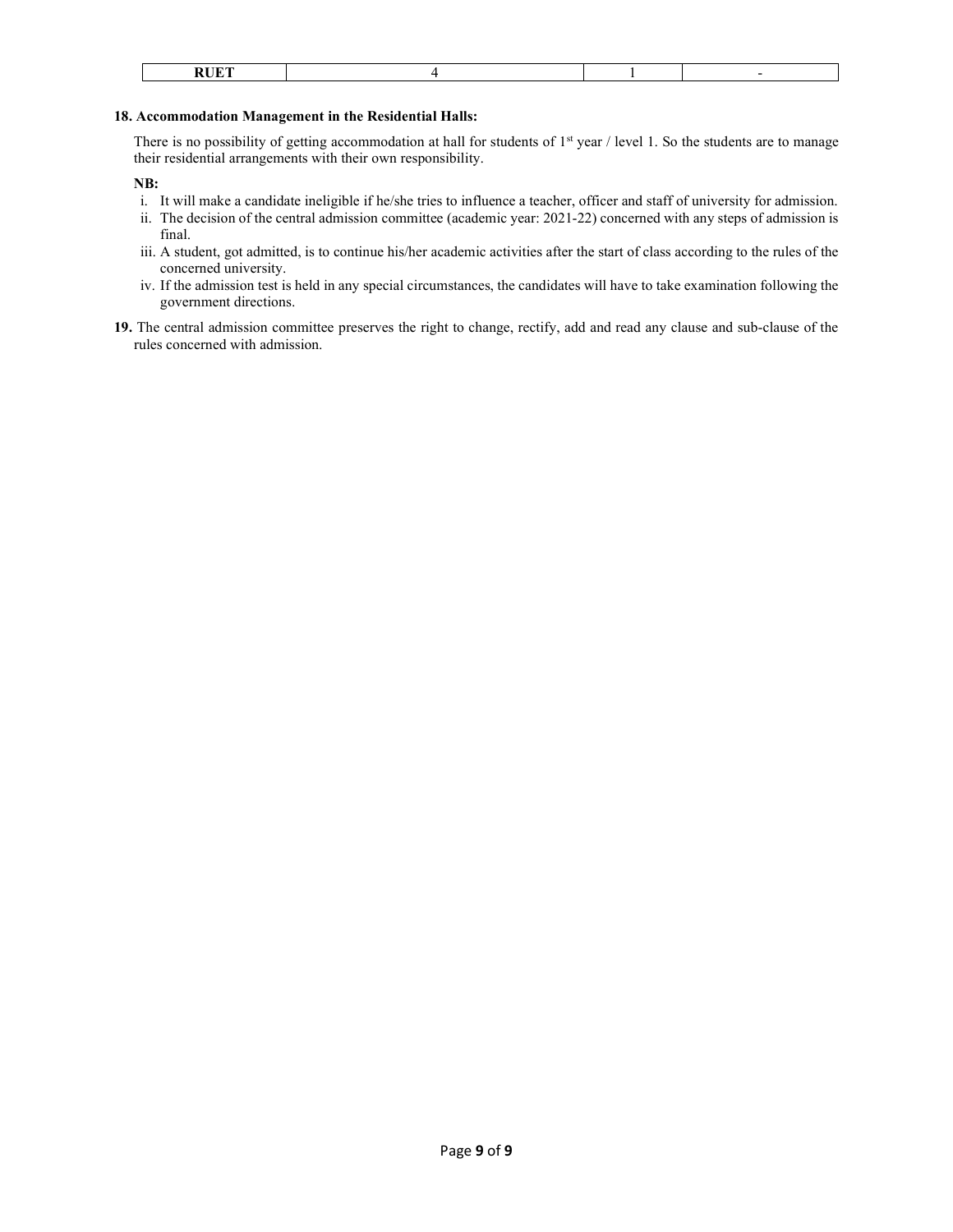| | | | |
|---|---|---|---|
| **RUET** | 4 | 1 | - |

**18. Accommodation Management in the Residential Halls:**

There is no possibility of getting accommodation at hall for students of 1st year / level 1. So the students are to manage their residential arrangements with their own responsibility.

**NB:**

i. It will make a candidate ineligible if he/she tries to influence a teacher, officer and staff of university for admission.

ii. The decision of the central admission committee (academic year: 2021-22) concerned with any steps of admission is final.

iii. A student, got admitted, is to continue his/her academic activities after the start of class according to the rules of the concerned university.

iv. If the admission test is held in any special circumstances, the candidates will have to take examination following the government directions.

**19.** The central admission committee preserves the right to change, rectify, add and read any clause and sub-clause of the rules concerned with admission.